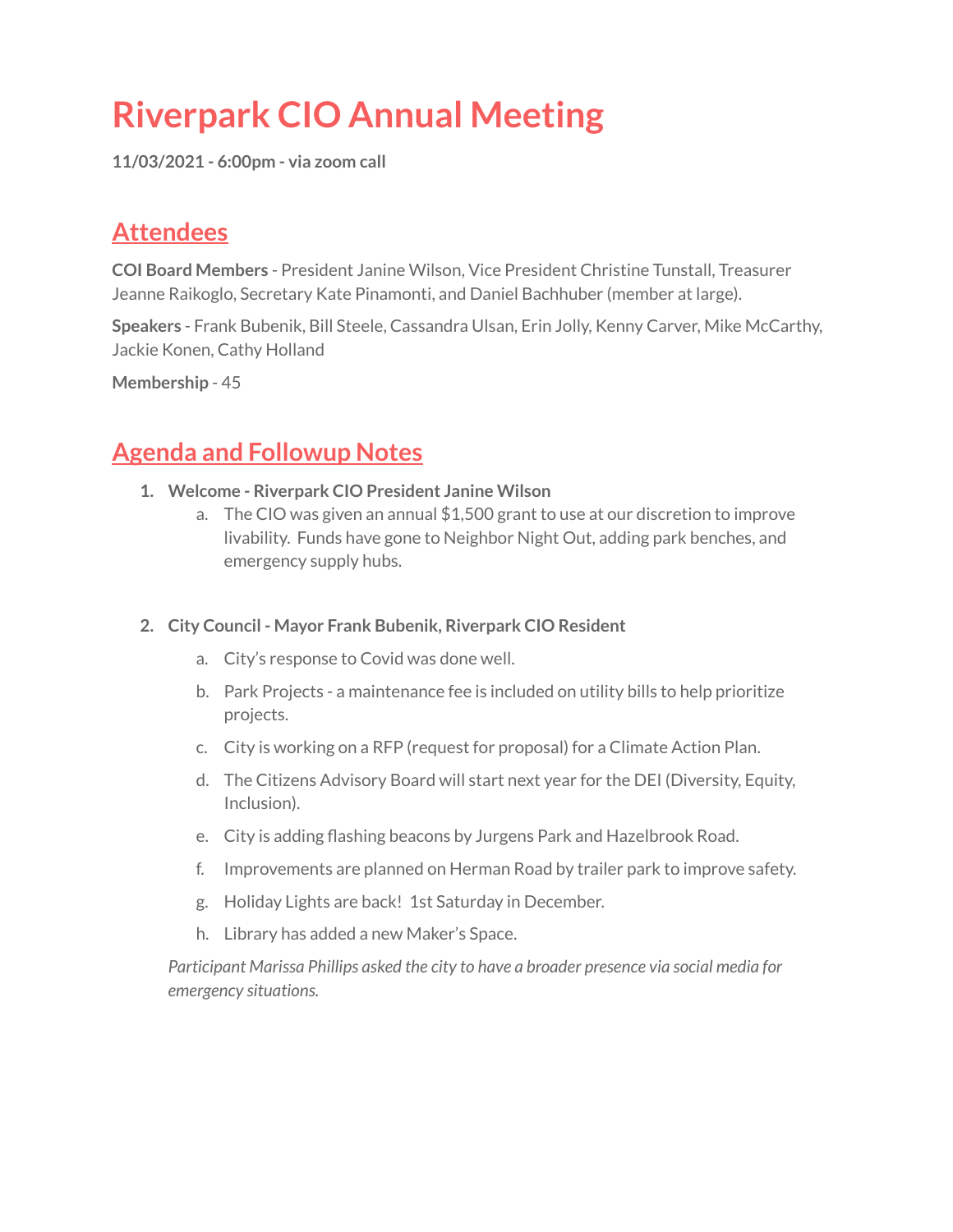# Riverpark CIO Annual Meeting

**11/03/2021 - 6:00pm - via zoom call**

## Attendees

**COI Board Members** - President Janine Wilson, Vice President Christine Tunstall, Treasurer Jeanne Raikoglo, Secretary Kate Pinamonti, and Daniel Bachhuber (member at large).

**Speakers** - Frank Bubenik, Bill Steele, Cassandra Ulsan, Erin Jolly, Kenny Carver, Mike McCarthy, Jackie Konen, Cathy Holland

**Membership** - 45

## Agenda and Followup Notes

1. **Welcome - Riverpark CIO President Janine Wilson**
   a. The CIO was given an annual $1,500 grant to use at our discretion to improve livability. Funds have gone to Neighbor Night Out, adding park benches, and emergency supply hubs.

2. **City Council - Mayor Frank Bubenik, Riverpark CIO Resident**
   a. City's response to Covid was done well.
   b. Park Projects - a maintenance fee is included on utility bills to help prioritize projects.
   c. City is working on a RFP (request for proposal) for a Climate Action Plan.
   d. The Citizens Advisory Board will start next year for the DEI (Diversity, Equity, Inclusion).
   e. City is adding flashing beacons by Jurgens Park and Hazelbrook Road.
   f. Improvements are planned on Herman Road by trailer park to improve safety.
   g. Holiday Lights are back! 1st Saturday in December.
   h. Library has added a new Maker's Space.

   *Participant Marissa Phillips asked the city to have a broader presence via social media for emergency situations.*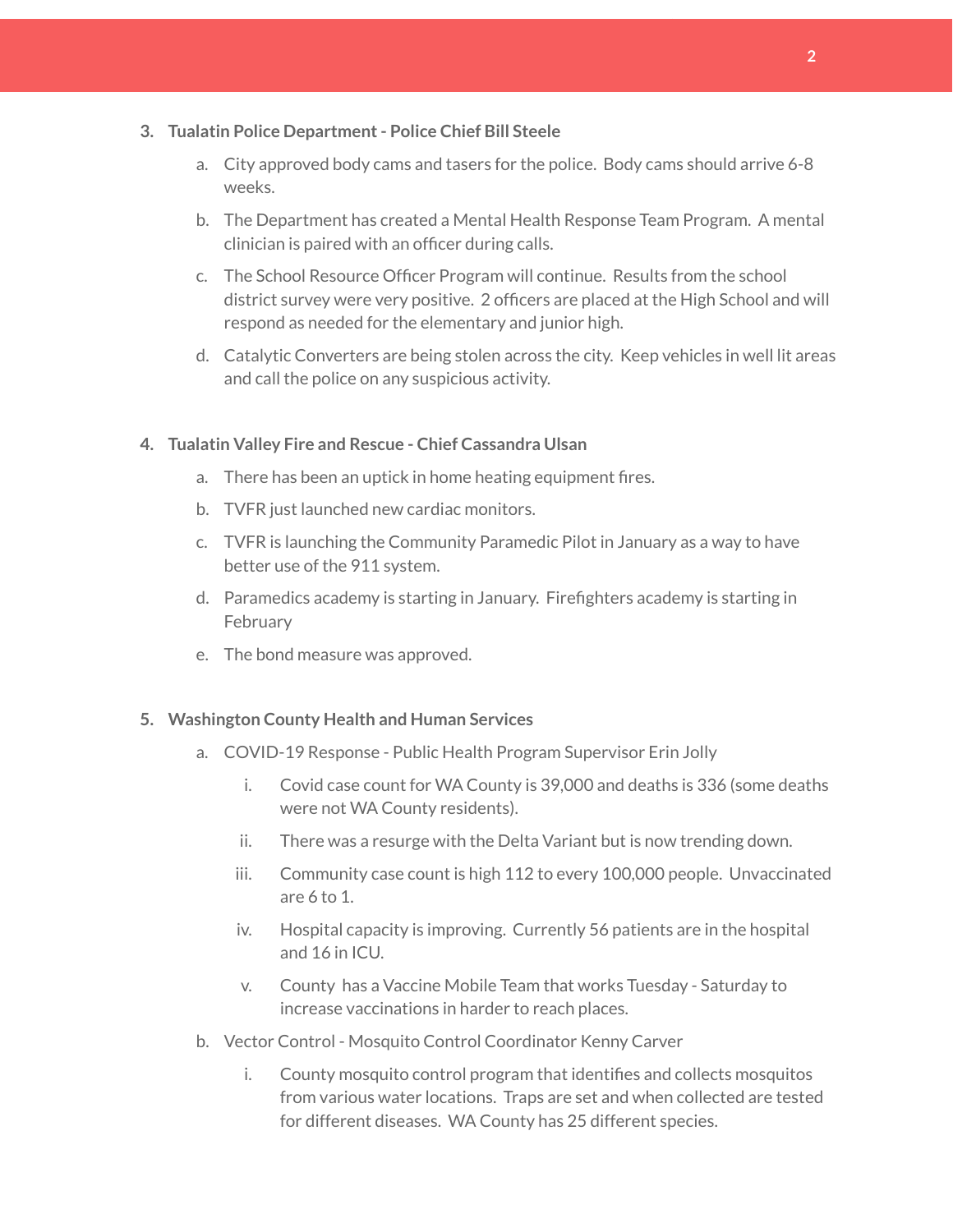3. **Tualatin Police Department - Police Chief Bill Steele**
    a. City approved body cams and tasers for the police. Body cams should arrive 6-8 weeks.
    b. The Department has created a Mental Health Response Team Program. A mental clinician is paired with an officer during calls.
    c. The School Resource Officer Program will continue. Results from the school district survey were very positive. 2 officers are placed at the High School and will respond as needed for the elementary and junior high.
    d. Catalytic Converters are being stolen across the city. Keep vehicles in well lit areas and call the police on any suspicious activity.

4. **Tualatin Valley Fire and Rescue - Chief Cassandra Ulsan**
    a. There has been an uptick in home heating equipment fires.
    b. TVFR just launched new cardiac monitors.
    c. TVFR is launching the Community Paramedic Pilot in January as a way to have better use of the 911 system.
    d. Paramedics academy is starting in January. Firefighters academy is starting in February
    e. The bond measure was approved.

5. **Washington County Health and Human Services**
    a. COVID-19 Response - Public Health Program Supervisor Erin Jolly
        i. Covid case count for WA County is 39,000 and deaths is 336 (some deaths were not WA County residents).
        ii. There was a resurge with the Delta Variant but is now trending down.
        iii. Community case count is high 112 to every 100,000 people. Unvaccinated are 6 to 1.
        iv. Hospital capacity is improving. Currently 56 patients are in the hospital and 16 in ICU.
        v. County has a Vaccine Mobile Team that works Tuesday - Saturday to increase vaccinations in harder to reach places.
    b. Vector Control - Mosquito Control Coordinator Kenny Carver
        i. County mosquito control program that identifies and collects mosquitos from various water locations. Traps are set and when collected are tested for different diseases. WA County has 25 different species.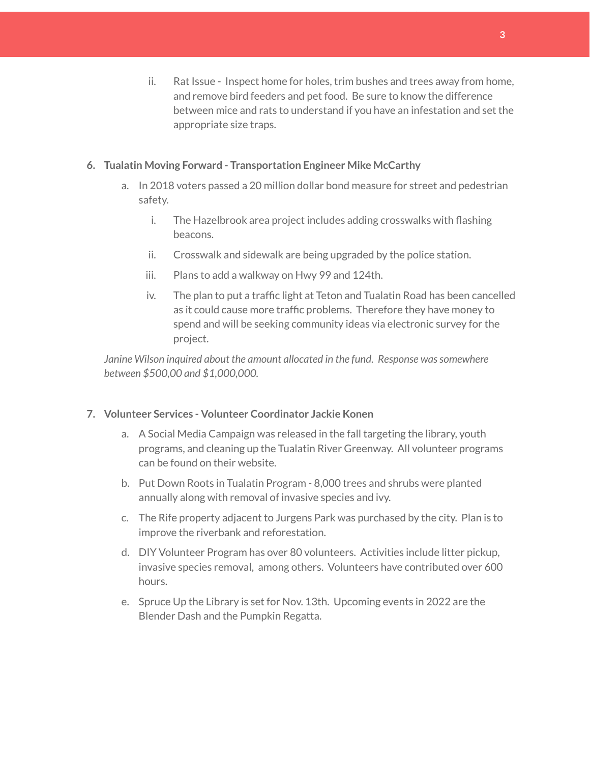ii. Rat Issue - Inspect home for holes, trim bushes and trees away from home, and remove bird feeders and pet food. Be sure to know the difference between mice and rats to understand if you have an infestation and set the appropriate size traps.

6. **Tualatin Moving Forward - Transportation Engineer Mike McCarthy**
   a. In 2018 voters passed a 20 million dollar bond measure for street and pedestrian safety.
      i. The Hazelbrook area project includes adding crosswalks with flashing beacons.
      ii. Crosswalk and sidewalk are being upgraded by the police station.
      iii. Plans to add a walkway on Hwy 99 and 124th.
      iv. The plan to put a traffic light at Teton and Tualatin Road has been cancelled as it could cause more traffic problems. Therefore they have money to spend and will be seeking community ideas via electronic survey for the project.

   *Janine Wilson inquired about the amount allocated in the fund. Response was somewhere between $500,00 and $1,000,000.*

7. **Volunteer Services - Volunteer Coordinator Jackie Konen**
   a. A Social Media Campaign was released in the fall targeting the library, youth programs, and cleaning up the Tualatin River Greenway. All volunteer programs can be found on their website.
   b. Put Down Roots in Tualatin Program - 8,000 trees and shrubs were planted annually along with removal of invasive species and ivy.
   c. The Rife property adjacent to Jurgens Park was purchased by the city. Plan is to improve the riverbank and reforestation.
   d. DIY Volunteer Program has over 80 volunteers. Activities include litter pickup, invasive species removal, among others. Volunteers have contributed over 600 hours.
   e. Spruce Up the Library is set for Nov. 13th. Upcoming events in 2022 are the Blender Dash and the Pumpkin Regatta.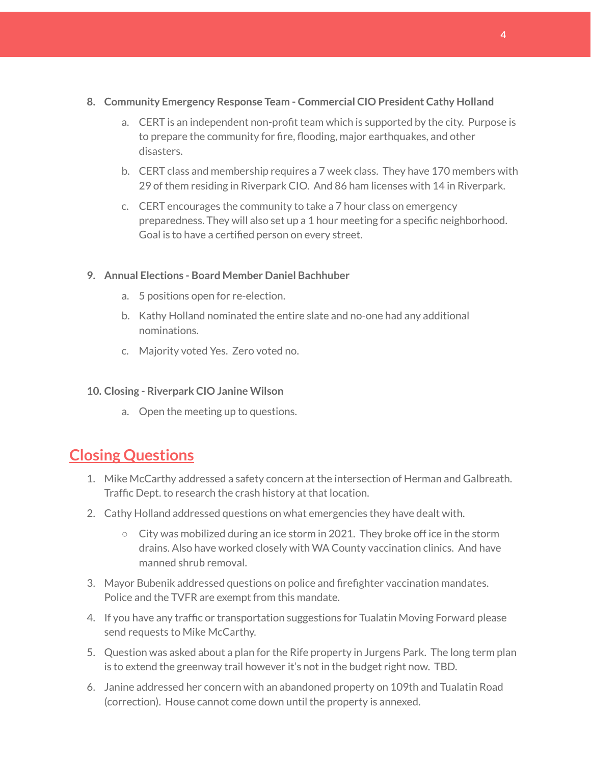8. **Community Emergency Response Team - Commercial CIO President Cathy Holland**

    a. CERT is an independent non-profit team which is supported by the city. Purpose is to prepare the community for fire, flooding, major earthquakes, and other disasters.

    b. CERT class and membership requires a 7 week class. They have 170 members with 29 of them residing in Riverpark CIO. And 86 ham licenses with 14 in Riverpark.

    c. CERT encourages the community to take a 7 hour class on emergency preparedness. They will also set up a 1 hour meeting for a specific neighborhood. Goal is to have a certified person on every street.

9. **Annual Elections - Board Member Daniel Bachhuber**

    a. 5 positions open for re-election.

    b. Kathy Holland nominated the entire slate and no-one had any additional nominations.

    c. Majority voted Yes. Zero voted no.

10. **Closing - Riverpark CIO Janine Wilson**

    a. Open the meeting up to questions.

## Closing Questions

1. Mike McCarthy addressed a safety concern at the intersection of Herman and Galbreath. Traffic Dept. to research the crash history at that location.
2. Cathy Holland addressed questions on what emergencies they have dealt with.
    - City was mobilized during an ice storm in 2021. They broke off ice in the storm drains. Also have worked closely with WA County vaccination clinics. And have manned shrub removal.
3. Mayor Bubenik addressed questions on police and firefighter vaccination mandates. Police and the TVFR are exempt from this mandate.
4. If you have any traffic or transportation suggestions for Tualatin Moving Forward please send requests to Mike McCarthy.
5. Question was asked about a plan for the Rife property in Jurgens Park. The long term plan is to extend the greenway trail however it's not in the budget right now. TBD.
6. Janine addressed her concern with an abandoned property on 109th and Tualatin Road (correction). House cannot come down until the property is annexed.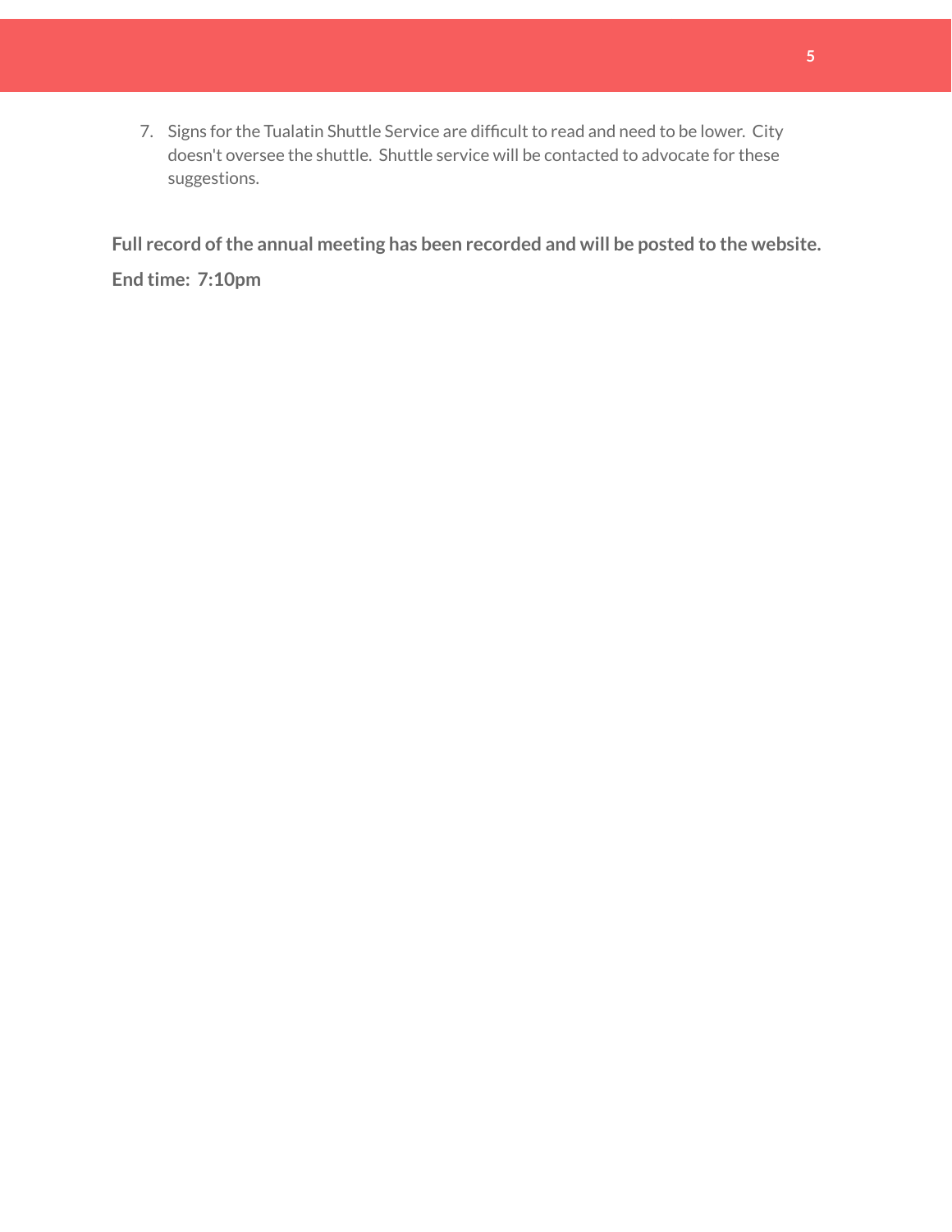7. Signs for the Tualatin Shuttle Service are difficult to read and need to be lower. City doesn't oversee the shuttle. Shuttle service will be contacted to advocate for these suggestions.

**Full record of the annual meeting has been recorded and will be posted to the website.**

**End time: 7:10pm**